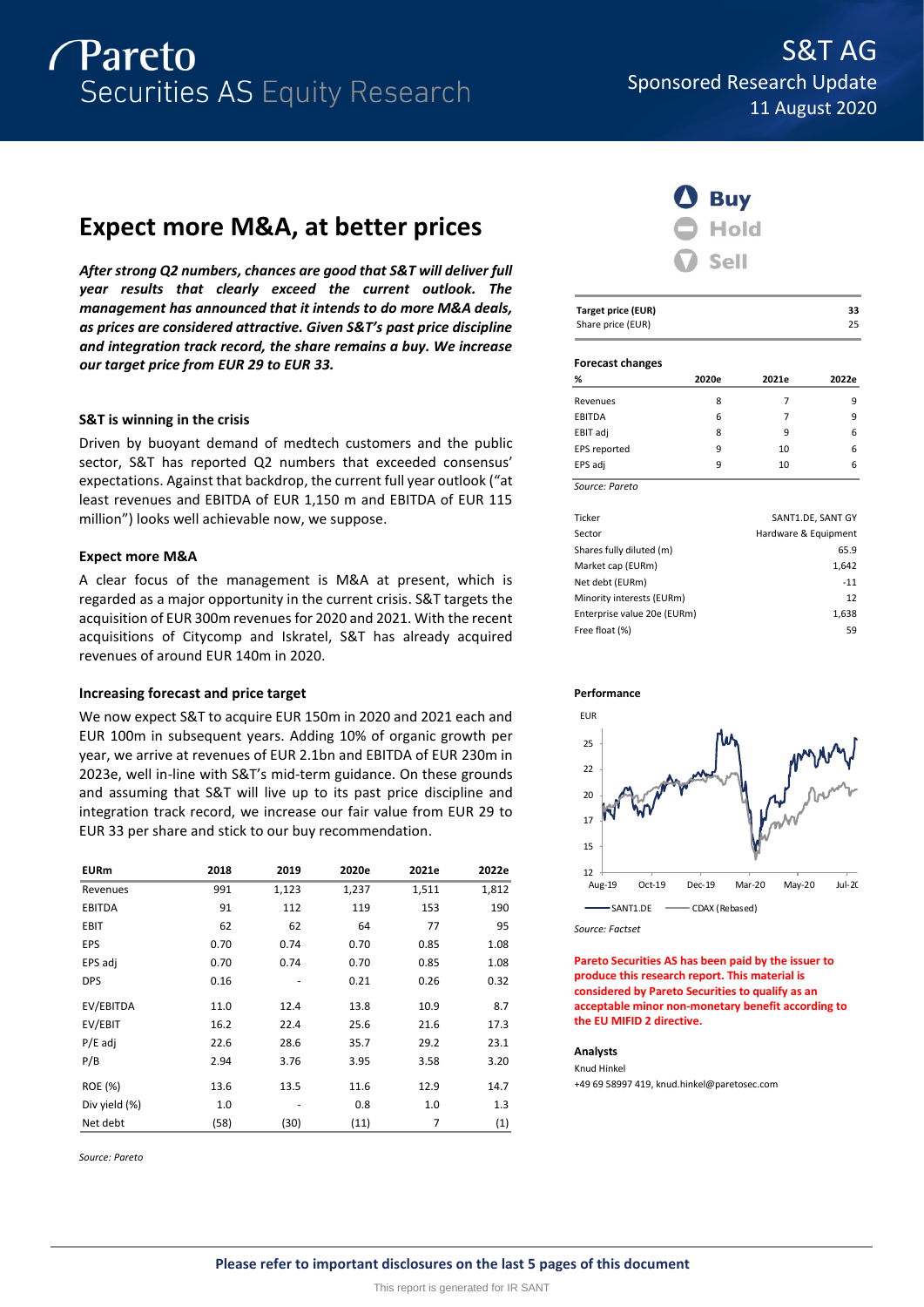Pareto Securities AS Equity Research

S&T AG
Sponsored Research Update
11 August 2020

# Expect more M&A, at better prices

***After strong Q2 numbers, chances are good that S&T will deliver full year results that clearly exceed the current outlook. The management has announced that it intends to do more M&A deals, as prices are considered attractive. Given S&T's past price discipline and integration track record, the share remains a buy. We increase our target price from EUR 29 to EUR 33.***

### S&T is winning in the crisis

Driven by buoyant demand of medtech customers and the public sector, S&T has reported Q2 numbers that exceeded consensus' expectations. Against that backdrop, the current full year outlook ("at least revenues and EBITDA of EUR 1,150 m and EBITDA of EUR 115 million") looks well achievable now, we suppose.

### Expect more M&A

A clear focus of the management is M&A at present, which is regarded as a major opportunity in the current crisis. S&T targets the acquisition of EUR 300m revenues for 2020 and 2021. With the recent acquisitions of Citycomp and Iskratel, S&T has already acquired revenues of around EUR 140m in 2020.

### Increasing forecast and price target

We now expect S&T to acquire EUR 150m in 2020 and 2021 each and EUR 100m in subsequent years. Adding 10% of organic growth per year, we arrive at revenues of EUR 2.1bn and EBITDA of EUR 230m in 2023e, well in-line with S&T's mid-term guidance. On these grounds and assuming that S&T will live up to its past price discipline and integration track record, we increase our fair value from EUR 29 to EUR 33 per share and stick to our buy recommendation.

| EURm | 2018 | 2019 | 2020e | 2021e | 2022e |
|---|---|---|---|---|---|
| Revenues | 991 | 1,123 | 1,237 | 1,511 | 1,812 |
| EBITDA | 91 | 112 | 119 | 153 | 190 |
| EBIT | 62 | 62 | 64 | 77 | 95 |
| EPS | 0.70 | 0.74 | 0.70 | 0.85 | 1.08 |
| EPS adj | 0.70 | 0.74 | 0.70 | 0.85 | 1.08 |
| DPS | 0.16 | - | 0.21 | 0.26 | 0.32 |
| EV/EBITDA | 11.0 | 12.4 | 13.8 | 10.9 | 8.7 |
| EV/EBIT | 16.2 | 22.4 | 25.6 | 21.6 | 17.3 |
| P/E adj | 22.6 | 28.6 | 35.7 | 29.2 | 23.1 |
| P/B | 2.94 | 3.76 | 3.95 | 3.58 | 3.20 |
| ROE (%) | 13.6 | 13.5 | 11.6 | 12.9 | 14.7 |
| Div yield (%) | 1.0 | - | 0.8 | 1.0 | 1.3 |
| Net debt | (58) | (30) | (11) | 7 | (1) |

*Source: Pareto*

**Buy** | Hold | Sell

| Target price (EUR) | 33 |
|---|---|
| Share price (EUR) | 25 |

**Forecast changes**

| % | 2020e | 2021e | 2022e |
|---|---|---|---|
| Revenues | 8 | 7 | 9 |
| EBITDA | 6 | 7 | 9 |
| EBIT adj | 8 | 9 | 6 |
| EPS reported | 9 | 10 | 6 |
| EPS adj | 9 | 10 | 6 |

*Source: Pareto*

| | |
|---|---|
| Ticker | SANT1.DE, SANT GY |
| Sector | Hardware & Equipment |
| Shares fully diluted (m) | 65.9 |
| Market cap (EURm) | 1,642 |
| Net debt (EURm) | -11 |
| Minority interests (EURm) | 12 |
| Enterprise value 20e (EURm) | 1,638 |
| Free float (%) | 59 |

**Performance**

*Source: Factset*

**Pareto Securities AS has been paid by the issuer to produce this research report. This material is considered by Pareto Securities to qualify as an acceptable minor non-monetary benefit according to the EU MIFID 2 directive.**

**Analysts**

Knud Hinkel
+49 69 58997 419, knud.hinkel@paretosec.com

**Please refer to important disclosures on the last 5 pages of this document**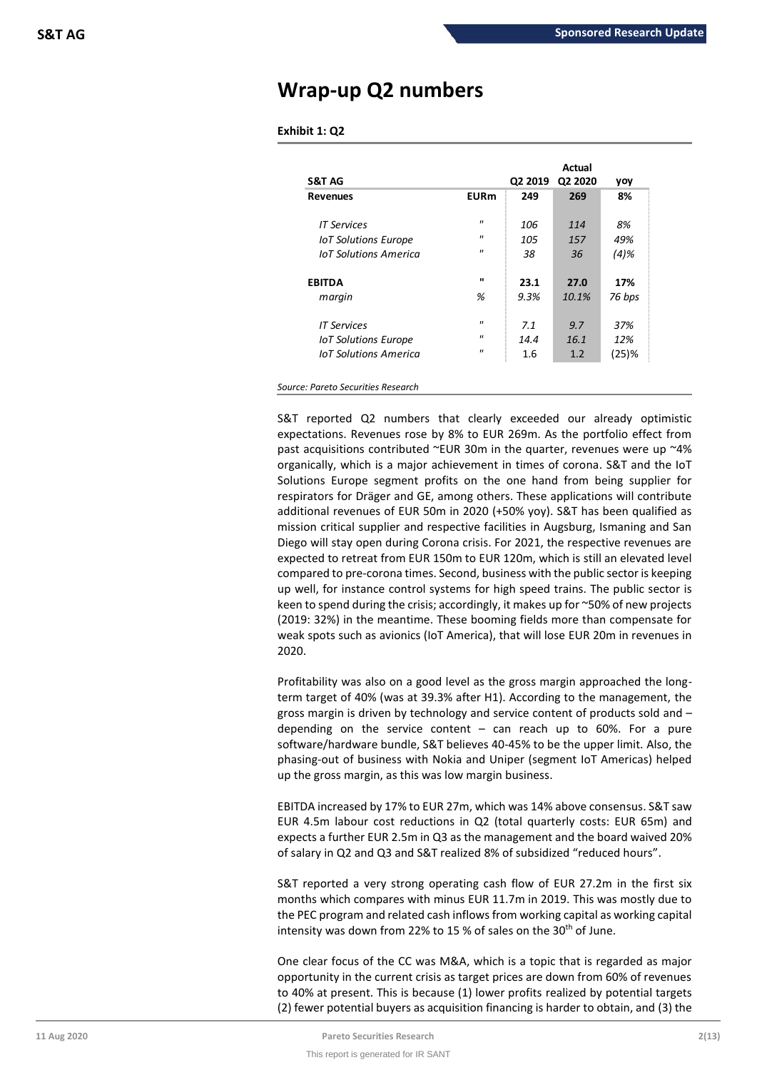# Wrap-up Q2 numbers

**Exhibit 1: Q2**

| S&T AG | | Q2 2019 | Actual Q2 2020 | yoy |
|---|---|---|---|---|
| **Revenues** | **EURm** | **249** | **269** | **8%** |
| *IT Services* | " | *106* | *114* | *8%* |
| *IoT Solutions Europe* | " | *105* | *157* | *49%* |
| *IoT Solutions America* | " | *38* | *36* | *(4)%* |
| **EBITDA** | " | **23.1** | **27.0** | **17%** |
| *margin* | *%* | *9.3%* | *10.1%* | *76 bps* |
| *IT Services* | " | *7.1* | *9.7* | *37%* |
| *IoT Solutions Europe* | " | *14.4* | *16.1* | *12%* |
| *IoT Solutions America* | " | 1.6 | 1.2 | (25)% |

*Source: Pareto Securities Research*

S&T reported Q2 numbers that clearly exceeded our already optimistic expectations. Revenues rose by 8% to EUR 269m. As the portfolio effect from past acquisitions contributed ~EUR 30m in the quarter, revenues were up ~4% organically, which is a major achievement in times of corona. S&T and the IoT Solutions Europe segment profits on the one hand from being supplier for respirators for Dräger and GE, among others. These applications will contribute additional revenues of EUR 50m in 2020 (+50% yoy). S&T has been qualified as mission critical supplier and respective facilities in Augsburg, Ismaning and San Diego will stay open during Corona crisis. For 2021, the respective revenues are expected to retreat from EUR 150m to EUR 120m, which is still an elevated level compared to pre-corona times. Second, business with the public sector is keeping up well, for instance control systems for high speed trains. The public sector is keen to spend during the crisis; accordingly, it makes up for ~50% of new projects (2019: 32%) in the meantime. These booming fields more than compensate for weak spots such as avionics (IoT America), that will lose EUR 20m in revenues in 2020.

Profitability was also on a good level as the gross margin approached the long-term target of 40% (was at 39.3% after H1). According to the management, the gross margin is driven by technology and service content of products sold and – depending on the service content – can reach up to 60%. For a pure software/hardware bundle, S&T believes 40-45% to be the upper limit. Also, the phasing-out of business with Nokia and Uniper (segment IoT Americas) helped up the gross margin, as this was low margin business.

EBITDA increased by 17% to EUR 27m, which was 14% above consensus. S&T saw EUR 4.5m labour cost reductions in Q2 (total quarterly costs: EUR 65m) and expects a further EUR 2.5m in Q3 as the management and the board waived 20% of salary in Q2 and Q3 and S&T realized 8% of subsidized "reduced hours".

S&T reported a very strong operating cash flow of EUR 27.2m in the first six months which compares with minus EUR 11.7m in 2019. This was mostly due to the PEC program and related cash inflows from working capital as working capital intensity was down from 22% to 15 % of sales on the 30th of June.

One clear focus of the CC was M&A, which is a topic that is regarded as major opportunity in the current crisis as target prices are down from 60% of revenues to 40% at present. This is because (1) lower profits realized by potential targets (2) fewer potential buyers as acquisition financing is harder to obtain, and (3) the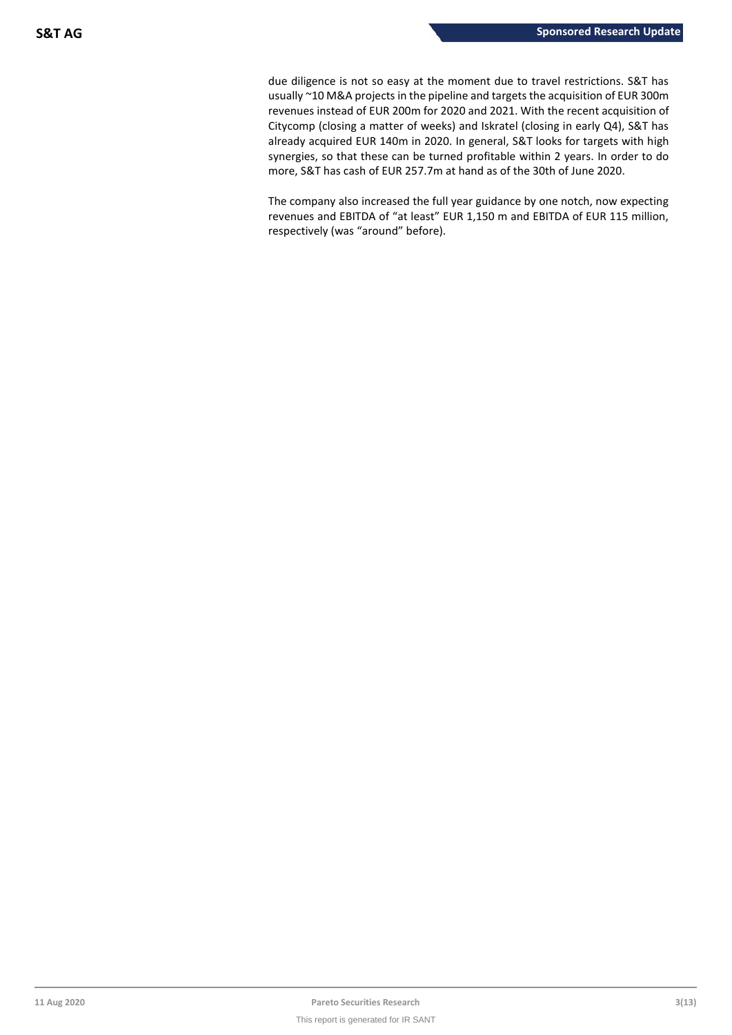due diligence is not so easy at the moment due to travel restrictions. S&T has usually ~10 M&A projects in the pipeline and targets the acquisition of EUR 300m revenues instead of EUR 200m for 2020 and 2021. With the recent acquisition of Citycomp (closing a matter of weeks) and Iskratel (closing in early Q4), S&T has already acquired EUR 140m in 2020. In general, S&T looks for targets with high synergies, so that these can be turned profitable within 2 years. In order to do more, S&T has cash of EUR 257.7m at hand as of the 30th of June 2020.

The company also increased the full year guidance by one notch, now expecting revenues and EBITDA of "at least" EUR 1,150 m and EBITDA of EUR 115 million, respectively (was "around" before).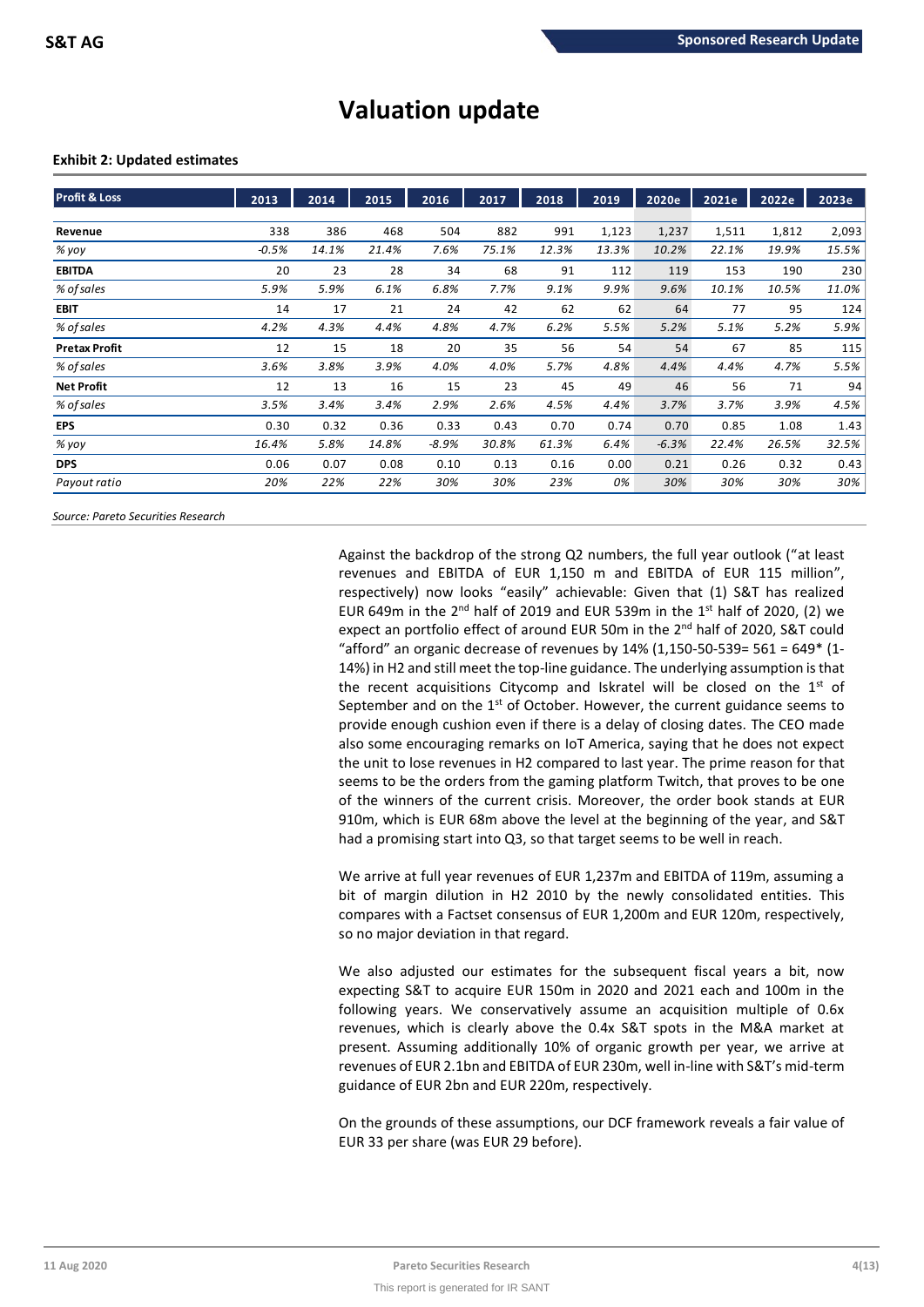# Valuation update

**Exhibit 2: Updated estimates**

| Profit & Loss | 2013 | 2014 | 2015 | 2016 | 2017 | 2018 | 2019 | 2020e | 2021e | 2022e | 2023e |
|---|---|---|---|---|---|---|---|---|---|---|---|
| **Revenue** | 338 | 386 | 468 | 504 | 882 | 991 | 1,123 | 1,237 | 1,511 | 1,812 | 2,093 |
| *% yoy* | *-0.5%* | *14.1%* | *21.4%* | *7.6%* | *75.1%* | *12.3%* | *13.3%* | *10.2%* | *22.1%* | *19.9%* | *15.5%* |
| **EBITDA** | 20 | 23 | 28 | 34 | 68 | 91 | 112 | 119 | 153 | 190 | 230 |
| *% of sales* | *5.9%* | *5.9%* | *6.1%* | *6.8%* | *7.7%* | *9.1%* | *9.9%* | *9.6%* | *10.1%* | *10.5%* | *11.0%* |
| **EBIT** | 14 | 17 | 21 | 24 | 42 | 62 | 62 | 64 | 77 | 95 | 124 |
| *% of sales* | *4.2%* | *4.3%* | *4.4%* | *4.8%* | *4.7%* | *6.2%* | *5.5%* | *5.2%* | *5.1%* | *5.2%* | *5.9%* |
| **Pretax Profit** | 12 | 15 | 18 | 20 | 35 | 56 | 54 | 54 | 67 | 85 | 115 |
| *% of sales* | *3.6%* | *3.8%* | *3.9%* | *4.0%* | *4.0%* | *5.7%* | *4.8%* | *4.4%* | *4.4%* | *4.7%* | *5.5%* |
| **Net Profit** | 12 | 13 | 16 | 15 | 23 | 45 | 49 | 46 | 56 | 71 | 94 |
| *% of sales* | *3.5%* | *3.4%* | *3.4%* | *2.9%* | *2.6%* | *4.5%* | *4.4%* | *3.7%* | *3.7%* | *3.9%* | *4.5%* |
| **EPS** | 0.30 | 0.32 | 0.36 | 0.33 | 0.43 | 0.70 | 0.74 | 0.70 | 0.85 | 1.08 | 1.43 |
| *% yoy* | *16.4%* | *5.8%* | *14.8%* | *-8.9%* | *30.8%* | *61.3%* | *6.4%* | *-6.3%* | *22.4%* | *26.5%* | *32.5%* |
| **DPS** | 0.06 | 0.07 | 0.08 | 0.10 | 0.13 | 0.16 | 0.00 | 0.21 | 0.26 | 0.32 | 0.43 |
| *Payout ratio* | *20%* | *22%* | *22%* | *30%* | *30%* | *23%* | *0%* | *30%* | *30%* | *30%* | *30%* |

*Source: Pareto Securities Research*

Against the backdrop of the strong Q2 numbers, the full year outlook ("at least revenues and EBITDA of EUR 1,150 m and EBITDA of EUR 115 million", respectively) now looks "easily" achievable: Given that (1) S&T has realized EUR 649m in the 2nd half of 2019 and EUR 539m in the 1st half of 2020, (2) we expect an portfolio effect of around EUR 50m in the 2nd half of 2020, S&T could "afford" an organic decrease of revenues by 14% (1,150-50-539= 561 = 649* (1-14%) in H2 and still meet the top-line guidance. The underlying assumption is that the recent acquisitions Citycomp and Iskratel will be closed on the 1st of September and on the 1st of October. However, the current guidance seems to provide enough cushion even if there is a delay of closing dates. The CEO made also some encouraging remarks on IoT America, saying that he does not expect the unit to lose revenues in H2 compared to last year. The prime reason for that seems to be the orders from the gaming platform Twitch, that proves to be one of the winners of the current crisis. Moreover, the order book stands at EUR 910m, which is EUR 68m above the level at the beginning of the year, and S&T had a promising start into Q3, so that target seems to be well in reach.

We arrive at full year revenues of EUR 1,237m and EBITDA of 119m, assuming a bit of margin dilution in H2 2010 by the newly consolidated entities. This compares with a Factset consensus of EUR 1,200m and EUR 120m, respectively, so no major deviation in that regard.

We also adjusted our estimates for the subsequent fiscal years a bit, now expecting S&T to acquire EUR 150m in 2020 and 2021 each and 100m in the following years. We conservatively assume an acquisition multiple of 0.6x revenues, which is clearly above the 0.4x S&T spots in the M&A market at present. Assuming additionally 10% of organic growth per year, we arrive at revenues of EUR 2.1bn and EBITDA of EUR 230m, well in-line with S&T's mid-term guidance of EUR 2bn and EUR 220m, respectively.

On the grounds of these assumptions, our DCF framework reveals a fair value of EUR 33 per share (was EUR 29 before).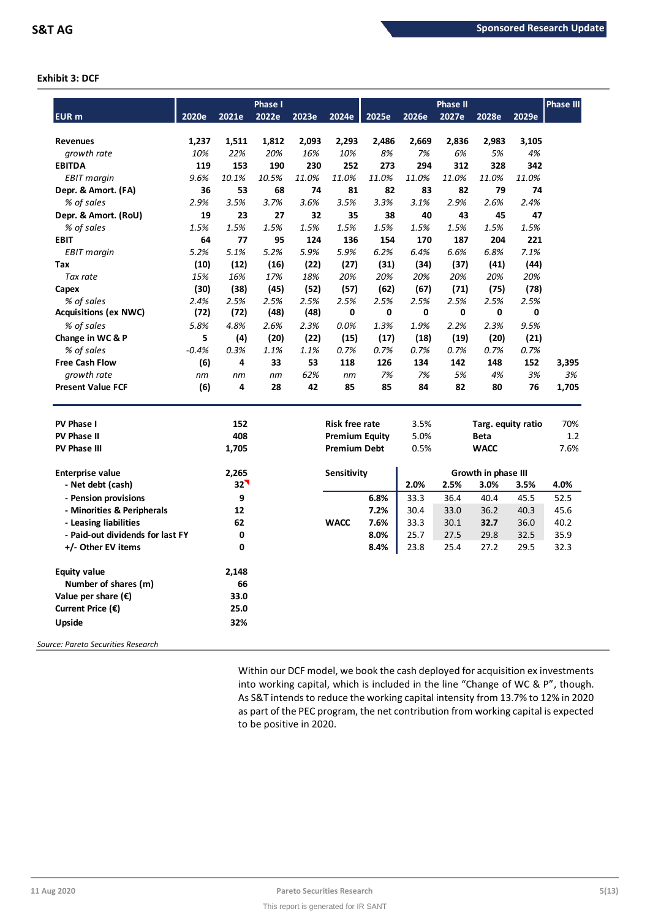**Exhibit 3: DCF**

| EUR m | 2020e | 2021e | 2022e | 2023e | 2024e | 2025e | 2026e | 2027e | 2028e | 2029e | Phase III |
|---|---|---|---|---|---|---|---|---|---|---|---|
| | | | Phase I | | | | | Phase II | | | |
| **Revenues** | **1,237** | **1,511** | **1,812** | **2,093** | **2,293** | **2,486** | **2,669** | **2,836** | **2,983** | **3,105** | |
| *growth rate* | *10%* | *22%* | *20%* | *16%* | *10%* | *8%* | *7%* | *6%* | *5%* | *4%* | |
| **EBITDA** | **119** | **153** | **190** | **230** | **252** | **273** | **294** | **312** | **328** | **342** | |
| *EBIT margin* | *9.6%* | *10.1%* | *10.5%* | *11.0%* | *11.0%* | *11.0%* | *11.0%* | *11.0%* | *11.0%* | *11.0%* | |
| **Depr. & Amort. (FA)** | **36** | **53** | **68** | **74** | **81** | **82** | **83** | **82** | **79** | **74** | |
| *% of sales* | *2.9%* | *3.5%* | *3.7%* | *3.6%* | *3.5%* | *3.3%* | *3.1%* | *2.9%* | *2.6%* | *2.4%* | |
| **Depr. & Amort. (RoU)** | **19** | **23** | **27** | **32** | **35** | **38** | **40** | **43** | **45** | **47** | |
| *% of sales* | *1.5%* | *1.5%* | *1.5%* | *1.5%* | *1.5%* | *1.5%* | *1.5%* | *1.5%* | *1.5%* | *1.5%* | |
| **EBIT** | **64** | **77** | **95** | **124** | **136** | **154** | **170** | **187** | **204** | **221** | |
| *EBIT margin* | *5.2%* | *5.1%* | *5.2%* | *5.9%* | *5.9%* | *6.2%* | *6.4%* | *6.6%* | *6.8%* | *7.1%* | |
| **Tax** | **(10)** | **(12)** | **(16)** | **(22)** | **(27)** | **(31)** | **(34)** | **(37)** | **(41)** | **(44)** | |
| *Tax rate* | *15%* | *16%* | *17%* | *18%* | *20%* | *20%* | *20%* | *20%* | *20%* | *20%* | |
| **Capex** | **(30)** | **(38)** | **(45)** | **(52)** | **(57)** | **(62)** | **(67)** | **(71)** | **(75)** | **(78)** | |
| *% of sales* | *2.4%* | *2.5%* | *2.5%* | *2.5%* | *2.5%* | *2.5%* | *2.5%* | *2.5%* | *2.5%* | *2.5%* | |
| **Acquisitions (ex NWC)** | **(72)** | **(72)** | **(48)** | **(48)** | **0** | **0** | **0** | **0** | **0** | **0** | |
| *% of sales* | *5.8%* | *4.8%* | *2.6%* | *2.3%* | *0.0%* | *1.3%* | *1.9%* | *2.2%* | *2.3%* | *9.5%* | |
| **Change in WC & P** | **5** | **(4)** | **(20)** | **(22)** | **(15)** | **(17)** | **(18)** | **(19)** | **(20)** | **(21)** | |
| *% of sales* | *-0.4%* | *0.3%* | *1.1%* | *1.1%* | *0.7%* | *0.7%* | *0.7%* | *0.7%* | *0.7%* | *0.7%* | |
| **Free Cash Flow** | **(6)** | **4** | **33** | **53** | **118** | **126** | **134** | **142** | **148** | **152** | **3,395** |
| *growth rate* | *nm* | *nm* | *nm* | *62%* | *nm* | *7%* | *7%* | *5%* | *4%* | *3%* | *3%* |
| **Present Value FCF** | **(6)** | **4** | **28** | **42** | **85** | **85** | **84** | **82** | **80** | **76** | **1,705** |

| | |
|---|---|
| **PV Phase I** | **152** |
| **PV Phase II** | **408** |
| **PV Phase III** | **1,705** |
| | |
| **Enterprise value** | **2,265** |
| **- Net debt (cash)** | **32** |
| **- Pension provisions** | **9** |
| **- Minorities & Peripherals** | **12** |
| **- Leasing liabilities** | **62** |
| **- Paid-out dividends for last FY** | **0** |
| **+/- Other EV items** | **0** |
| | |
| **Equity value** | **2,148** |
| **Number of shares (m)** | **66** |
| **Value per share (€)** | **33.0** |
| **Current Price (€)** | **25.0** |
| **Upside** | **32%** |

| | | | |
|---|---|---|---|
| **Risk free rate** | 3.5% | **Targ. equity ratio** | 70% |
| **Premium Equity** | 5.0% | **Beta** | 1.2 |
| **Premium Debt** | 0.5% | **WACC** | 7.6% |

| **Sensitivity** | | Growth in phase III | | | | |
|---|---|---|---|---|---|---|
| | | **2.0%** | **2.5%** | **3.0%** | **3.5%** | **4.0%** |
| | **6.8%** | 33.3 | 36.4 | 40.4 | 45.5 | 52.5 |
| | **7.2%** | 30.4 | 33.0 | 36.2 | 40.3 | 45.6 |
| **WACC** | **7.6%** | 33.3 | 30.1 | **32.7** | 36.0 | 40.2 |
| | **8.0%** | 25.7 | 27.5 | 29.8 | 32.5 | 35.9 |
| | **8.4%** | 23.8 | 25.4 | 27.2 | 29.5 | 32.3 |

*Source: Pareto Securities Research*

Within our DCF model, we book the cash deployed for acquisition ex investments into working capital, which is included in the line "Change of WC & P", though. As S&T intends to reduce the working capital intensity from 13.7% to 12% in 2020 as part of the PEC program, the net contribution from working capital is expected to be positive in 2020.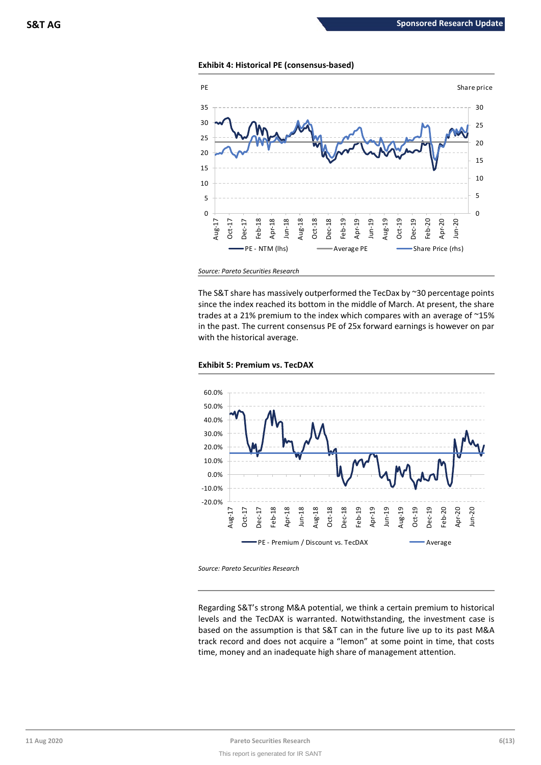**Exhibit 4: Historical PE (consensus-based)**

*Source: Pareto Securities Research*

The S&T share has massively outperformed the TecDax by ~30 percentage points since the index reached its bottom in the middle of March. At present, the share trades at a 21% premium to the index which compares with an average of ~15% in the past. The current consensus PE of 25x forward earnings is however on par with the historical average.

**Exhibit 5: Premium vs. TecDAX**

*Source: Pareto Securities Research*

Regarding S&T's strong M&A potential, we think a certain premium to historical levels and the TecDAX is warranted. Notwithstanding, the investment case is based on the assumption that S&T can in the future live up to its past M&A track record and does not acquire a "lemon" at some point in time, that costs time, money and an inadequate high share of management attention.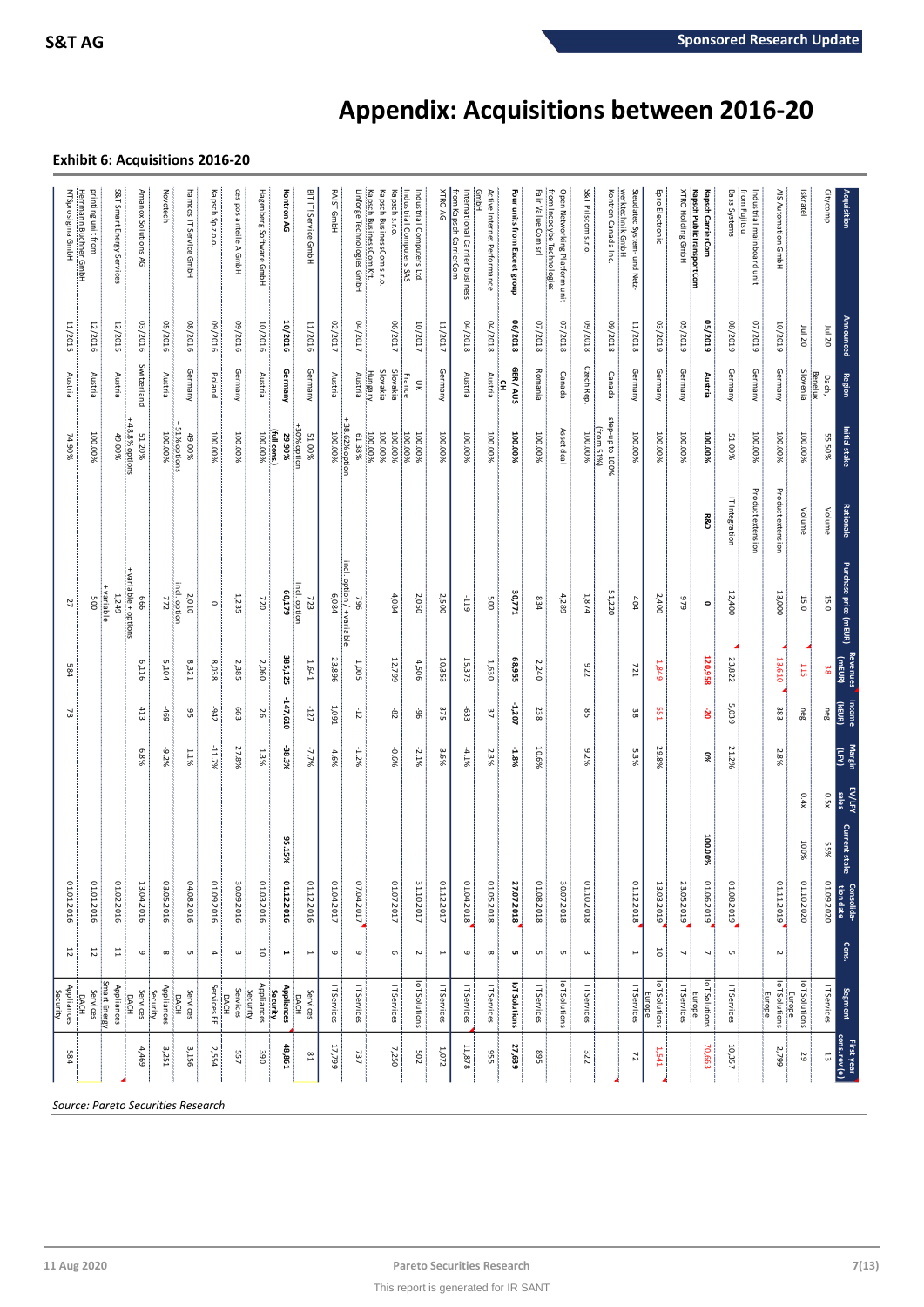# Appendix: Acquisitions between 2016-20

### Exhibit 6: Acquisitions 2016-20

| Acquisition | Announced | Region | Initial stake | Rationale | Purchase price (mEUR) | Revenues (mEUR) | Income (kEUR) | Margin (LFY) | EV/LFY sales | Current stake | Consolidation date | Cons. | Segment | First year cons. rev (e) |
|---|---|---|---|---|---|---|---|---|---|---|---|---|---|---|
| Citycomp | Jul 20 | Dach, Benelux | 55.50% | Volume | 15.0 | 38 | | | 0.5x | 55% | 01.09.2020 | | IT Services | |
| Iskratel | Jul 20 | Slovenia | 100.00% | Volume | 15.0 | 115 | neg | | 0.4x | 100% | 01.10.2020 | | IoT Solutions Europe | 29 |
| AIS Automation GmbH | 10/2019 | Germany | 100.00% | Product extension | 13,000 | 13,610 | 383 | 2.8% | | | 01.11.2019 | 2 | IoT Solutions Europe | 2,799 |
| Industrial mainboard unit from Fujitsu | 07/2019 | Germany | 100.00% | Product extension | | | | | | | | | | |
| Bsquare Systems | 08/2019 | Germany | 51.00% | IT Integration | 12,400 | 23,822 | 5,039 | 21.2% | | | 01.08.2019 | 5 | IT Services | 10,357 |
| **Kapsch CarrierCom** **Kapsch PublicTransportCom** | **05/2019** | **Austria** | **100.00%** | **R&D** | **0** | **120,958** | **-20** | **0%** | | **100.00%** | **01.06.2019** | **7** | **IoT Solutions Europe** | **70,663** |
| XTRO Holding GmbH | 05/2019 | Germany | 100.00% | | 979 | | | | | | 23.05.2019 | 7 | IT Services | |
| Epro Electronic | 03/2019 | Germany | 100.00% | | 2,400 | 1,849 | 551 | 29.8% | | | 13.03.2019 | 10 | IoT Solutions Europe | 1,541 |
| Kontron Canada Inc. | 09/2018 | Canada | step-up to 100% (from 51%) | | 51,220 | | | | | | | | | |
| Steudler System- und Netzwerktechnik GmbH | 11/2018 | Germany | 100.00% | | 404 | 721 | 38 | 5.3% | | | 01.12.2018 | 1 | IT Services | 72 |
| Open Networking Platform unit from Incocybe Technologies | 07/2018 | Canada | Asset deal | | 4,289 | | | | | | 30.07.2018 | 5 | IoT Solutions | |
| Fair Value Com srl | 07/2018 | Romania | 100.00% | | 834 | 2,240 | 238 | 10.6% | | | 01.08.2018 | 5 | IT Services | 895 |
| S&T Pliscom s.r.o. | 09/2018 | Czech Rep. | 100.00% | | 1,874 | 922 | 85 | 9.2% | | | 01.10.2018 | 3 | IT Services | 322 |
| **Four units from Exceet group** | **06/2018** | **GER / AUS CH** | **100.00%** | | **30,771** | **68,955** | **-1,207** | **-1.8%** | | | **27.07.2018** | **5** | **IoT Solutions** | **27,639** |
| Active Internet Performance GmbH | 04/2018 | Austria | 100.00% | | 500 | 1,630 | 37 | 2.3% | | | 01.05.2018 | 8 | IT Services | 955 |
| International Carrier business from Kapsch CarrierCom | 04/2018 | Austria | 100.00% | | -119 | 15,373 | -633 | -4.1% | | | 01.04.2018 | 9 | IT Services | 11,878 |
| XTRO AG | 11/2017 | Germany | 100.00% | | 2,500 | 10,353 | 375 | 3.6% | | | 01.12.2017 | 1 | IT Services | 1,072 |
| Industrial Computers Ltd. Industrial Computers SAS | 10/2017 | UK France | 100.00% 100.00% | | 2,050 | 4,506 | -96 | -2.1% | | | 31.10.2017 | 2 | IoT Solutions | 502 |
| Kapsch s.r.o. Kapsch s.r.o. Kapsch BusinessCom s.r.o. Kapsch BusinessCom Kft | 06/2017 | Slovakia Slovakia Slovakia Hungary | 100.00% 100.00% 100.00% 100.00% | | 4,084 | 12,799 | -82 | -0.6% | | | 01.07.2017 | 6 | IT Services | 7,250 |
| Linforge Technologies GmbH | 04/2017 | Austria | 61.38% +38.62% option | | 796 incl. option/+variable | 1,005 | -12 | -1.2% | | | 07.04.2017 | 9 | IT Services | 737 |
| RAIST GmbH | 02/2017 | Austria | 100.00% | | 6,084 | 23,896 | -1,091 | -4.6% | | | 01.04.2017 | 9 | IT Services | 17,799 |
| BIT IT Service GmbH | 11/2016 | Germany | 51.00% +30% option | | 723 incl. option | 1,641 | -127 | -7.7% | | | 01.12.2016 | 1 | Services DACH | 81 |
| **Kontron AG** | **10/2016** | **Germany** | **29.90% (full cons.)** | | **60,179** | **385,125** | **-147,610** | **-38.3%** | | **95.15%** | **01.12.2016** | **1** | **Appliances Security** | **48,861** |
| Hagenberg Software GmbH | 10/2016 | Austria | 100.00% | | 720 | 2,060 | 26 | 1.3% | | | 01.03.2016 | 10 | Appliances Security | 390 |
| ces pos ab Gmbh A GmbH | 09/2016 | Germany | 100.00% | | 1,235 | 2,385 | 663 | 27.8% | | | 30.09.2016 | 3 | Services DACH | 557 |
| Kapsch Sp.z.o.o. | 09/2016 | Poland | 100.00% | | 0 | 8,038 | -942 | -11.7% | | | 01.09.2016 | 4 | Services EE | 2,554 |
| hamcos IT Service GmbH | 08/2016 | Germany | 49.00% +51% options | | 2,010 incl. option | 8,321 | 95 | 1.1% | | | 04.08.2016 | 5 | Services DACH | 3,156 |
| Novotech | 05/2016 | Austria | 100.00% | | 772 | 5,104 | -469 | -9.2% | | | 03.05.2016 | 8 | Appliances Security | 3,251 |
| Amanox Solutions AG | 03/2016 | Switzerland | 51.20% +48.8% options | | 666 +variable + options | 6,116 | 413 | 6.8% | | | 13.04.2016 | 9 | Services DACH | 4,469 |
| S&T Smart Energy Services | 12/2015 | Austria | 49.00% | | 1,249 +variable | | | | | | 01.02.2016 | 11 | Appliances Smart Energy | |
| printing unit from Herrmann Buchner GmbH | 12/2016 | Austria | 100.00% | | 500 | | | | | | 01.01.2016 | 12 | Services DACH | |
| NTSprosigma GmbH | 11/2015 | Austria | 74.90% | | 27 | 584 | 73 | | | | 01.01.2016 | 12 | Appliances Security | 584 |

*Source: Pareto Securities Research*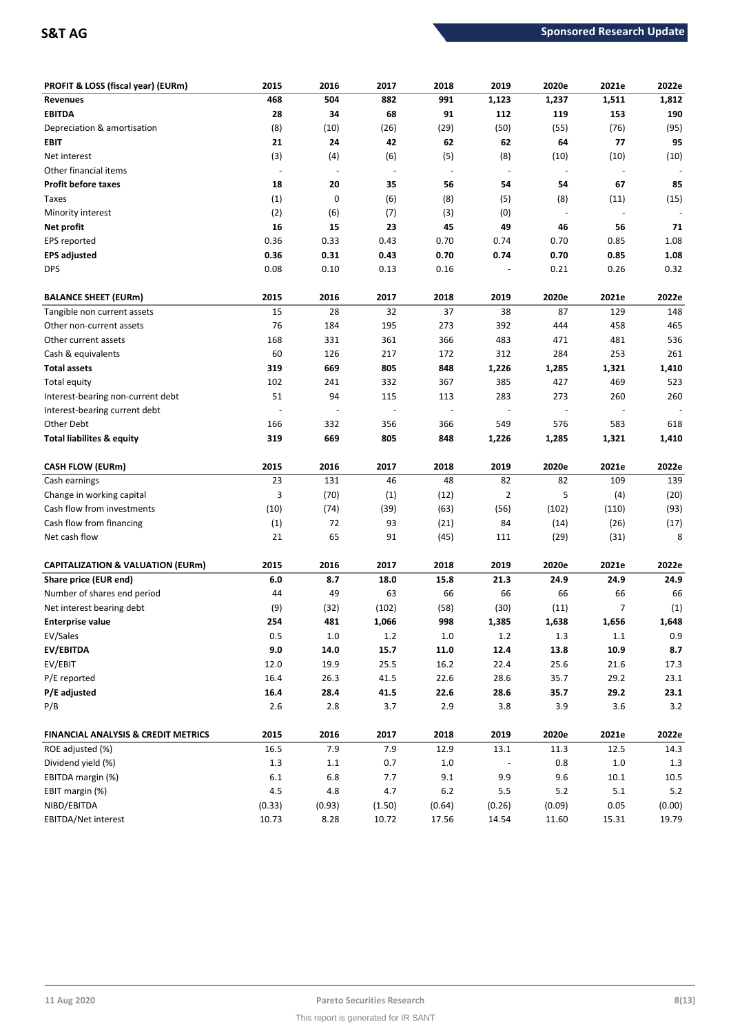| PROFIT & LOSS (fiscal year) (EURm) | 2015 | 2016 | 2017 | 2018 | 2019 | 2020e | 2021e | 2022e |
|---|---|---|---|---|---|---|---|---|
| **Revenues** | **468** | **504** | **882** | **991** | **1,123** | **1,237** | **1,511** | **1,812** |
| **EBITDA** | **28** | **34** | **68** | **91** | **112** | **119** | **153** | **190** |
| Depreciation & amortisation | (8) | (10) | (26) | (29) | (50) | (55) | (76) | (95) |
| **EBIT** | **21** | **24** | **42** | **62** | **62** | **64** | **77** | **95** |
| Net interest | (3) | (4) | (6) | (5) | (8) | (10) | (10) | (10) |
| Other financial items | - | - | - | - | - | - | - | - |
| **Profit before taxes** | **18** | **20** | **35** | **56** | **54** | **54** | **67** | **85** |
| Taxes | (1) | 0 | (6) | (8) | (5) | (8) | (11) | (15) |
| Minority interest | (2) | (6) | (7) | (3) | (0) | - | - | - |
| **Net profit** | **16** | **15** | **23** | **45** | **49** | **46** | **56** | **71** |
| EPS reported | 0.36 | 0.33 | 0.43 | 0.70 | 0.74 | 0.70 | 0.85 | 1.08 |
| **EPS adjusted** | **0.36** | **0.31** | **0.43** | **0.70** | **0.74** | **0.70** | **0.85** | **1.08** |
| DPS | 0.08 | 0.10 | 0.13 | 0.16 | - | 0.21 | 0.26 | 0.32 |

| BALANCE SHEET (EURm) | 2015 | 2016 | 2017 | 2018 | 2019 | 2020e | 2021e | 2022e |
|---|---|---|---|---|---|---|---|---|
| Tangible non current assets | 15 | 28 | 32 | 37 | 38 | 87 | 129 | 148 |
| Other non-current assets | 76 | 184 | 195 | 273 | 392 | 444 | 458 | 465 |
| Other current assets | 168 | 331 | 361 | 366 | 483 | 471 | 481 | 536 |
| Cash & equivalents | 60 | 126 | 217 | 172 | 312 | 284 | 253 | 261 |
| **Total assets** | **319** | **669** | **805** | **848** | **1,226** | **1,285** | **1,321** | **1,410** |
| Total equity | 102 | 241 | 332 | 367 | 385 | 427 | 469 | 523 |
| Interest-bearing non-current debt | 51 | 94 | 115 | 113 | 283 | 273 | 260 | 260 |
| Interest-bearing current debt | - | - | - | - | - | - | - | - |
| Other Debt | 166 | 332 | 356 | 366 | 549 | 576 | 583 | 618 |
| **Total liabilites & equity** | **319** | **669** | **805** | **848** | **1,226** | **1,285** | **1,321** | **1,410** |

| CASH FLOW (EURm) | 2015 | 2016 | 2017 | 2018 | 2019 | 2020e | 2021e | 2022e |
|---|---|---|---|---|---|---|---|---|
| Cash earnings | 23 | 131 | 46 | 48 | 82 | 82 | 109 | 139 |
| Change in working capital | 3 | (70) | (1) | (12) | 2 | 5 | (4) | (20) |
| Cash flow from investments | (10) | (74) | (39) | (63) | (56) | (102) | (110) | (93) |
| Cash flow from financing | (1) | 72 | 93 | (21) | 84 | (14) | (26) | (17) |
| Net cash flow | 21 | 65 | 91 | (45) | 111 | (29) | (31) | 8 |

| CAPITALIZATION & VALUATION (EURm) | 2015 | 2016 | 2017 | 2018 | 2019 | 2020e | 2021e | 2022e |
|---|---|---|---|---|---|---|---|---|
| **Share price (EUR end)** | **6.0** | **8.7** | **18.0** | **15.8** | **21.3** | **24.9** | **24.9** | **24.9** |
| Number of shares end period | 44 | 49 | 63 | 66 | 66 | 66 | 66 | 66 |
| Net interest bearing debt | (9) | (32) | (102) | (58) | (30) | (11) | 7 | (1) |
| **Enterprise value** | **254** | **481** | **1,066** | **998** | **1,385** | **1,638** | **1,656** | **1,648** |
| EV/Sales | 0.5 | 1.0 | 1.2 | 1.0 | 1.2 | 1.3 | 1.1 | 0.9 |
| **EV/EBITDA** | **9.0** | **14.0** | **15.7** | **11.0** | **12.4** | **13.8** | **10.9** | **8.7** |
| EV/EBIT | 12.0 | 19.9 | 25.5 | 16.2 | 22.4 | 25.6 | 21.6 | 17.3 |
| P/E reported | 16.4 | 26.3 | 41.5 | 22.6 | 28.6 | 35.7 | 29.2 | 23.1 |
| **P/E adjusted** | **16.4** | **28.4** | **41.5** | **22.6** | **28.6** | **35.7** | **29.2** | **23.1** |
| P/B | 2.6 | 2.8 | 3.7 | 2.9 | 3.8 | 3.9 | 3.6 | 3.2 |

| FINANCIAL ANALYSIS & CREDIT METRICS | 2015 | 2016 | 2017 | 2018 | 2019 | 2020e | 2021e | 2022e |
|---|---|---|---|---|---|---|---|---|
| ROE adjusted (%) | 16.5 | 7.9 | 7.9 | 12.9 | 13.1 | 11.3 | 12.5 | 14.3 |
| Dividend yield (%) | 1.3 | 1.1 | 0.7 | 1.0 | - | 0.8 | 1.0 | 1.3 |
| EBITDA margin (%) | 6.1 | 6.8 | 7.7 | 9.1 | 9.9 | 9.6 | 10.1 | 10.5 |
| EBIT margin (%) | 4.5 | 4.8 | 4.7 | 6.2 | 5.5 | 5.2 | 5.1 | 5.2 |
| NIBD/EBITDA | (0.33) | (0.93) | (1.50) | (0.64) | (0.26) | (0.09) | 0.05 | (0.00) |
| EBITDA/Net interest | 10.73 | 8.28 | 10.72 | 17.56 | 14.54 | 11.60 | 15.31 | 19.79 |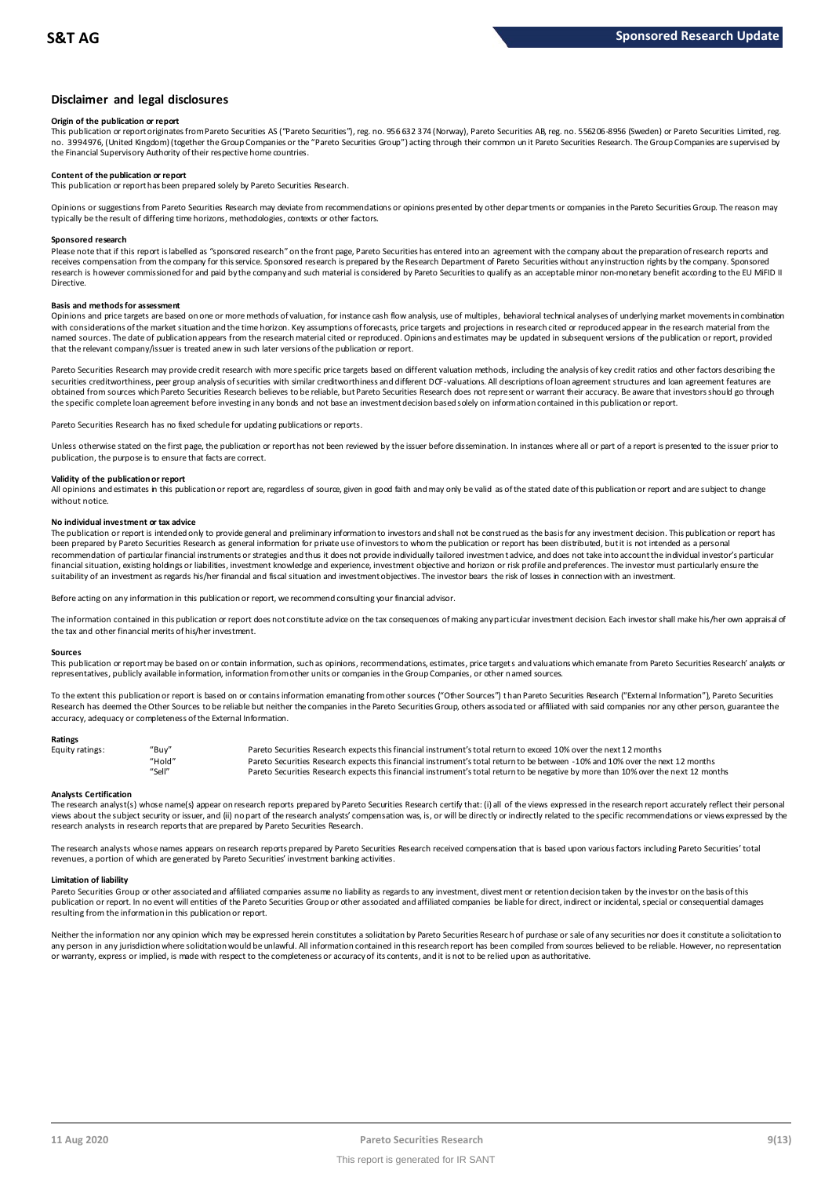## Disclaimer and legal disclosures

### Origin of the publication or report

This publication or report originates from Pareto Securities AS ("Pareto Securities"), reg. no. 956 632 374 (Norway), Pareto Securities AB, reg. no. 556206-8956 (Sweden) or Pareto Securities Limited, reg. no. 3994976, (United Kingdom) (together the Group Companies or the "Pareto Securities Group") acting through their common unit Pareto Securities Research. The Group Companies are supervised by the Financial Supervisory Authority of their respective home countries.

### Content of the publication or report

This publication or report has been prepared solely by Pareto Securities Research.

Opinions or suggestions from Pareto Securities Research may deviate from recommendations or opinions presented by other departments or companies in the Pareto Securities Group. The reason may typically be the result of differing time horizons, methodologies, contexts or other factors.

### Sponsored research

Please note that if this report is labelled as "sponsored research" on the front page, Pareto Securities has entered into an agreement with the company about the preparation of research reports and receives compensation from the company for this service. Sponsored research is prepared by the Research Department of Pareto Securities without any instruction rights by the company. Sponsored research is however commissioned for and paid by the company and such material is considered by Pareto Securities to qualify as an acceptable minor non-monetary benefit according to the EU MiFID II Directive.

### Basis and methods for assessment

Opinions and price targets are based on one or more methods of valuation, for instance cash flow analysis, use of multiples, behavioral technical analyses of underlying market movements in combination with considerations of the market situation and the time horizon. Key assumptions of forecasts, price targets and projections in research cited or reproduced appear in the research material from the named sources. The date of publication appears from the research material cited or reproduced. Opinions and estimates may be updated in subsequent versions of the publication or report, provided that the relevant company/issuer is treated anew in such later versions of the publication or report.

Pareto Securities Research may provide credit research with more specific price targets based on different valuation methods, including the analysis of key credit ratios and other factors describing the securities creditworthiness, peer group analysis of securities with similar creditworthiness and different DCF-valuations. All descriptions of loan agreement structures and loan agreement features are obtained from sources which Pareto Securities Research believes to be reliable, but Pareto Securities Research does not represent or warrant their accuracy. Be aware that investors should go through the specific complete loan agreement before investing in any bonds and not base an investment decision based solely on information contained in this publication or report.

Pareto Securities Research has no fixed schedule for updating publications or reports.

Unless otherwise stated on the first page, the publication or report has not been reviewed by the issuer before dissemination. In instances where all or part of a report is presented to the issuer prior to publication, the purpose is to ensure that facts are correct.

### Validity of the publication or report

All opinions and estimates in this publication or report are, regardless of source, given in good faith and may only be valid as of the stated date of this publication or report and are subject to change without notice.

### No individual investment or tax advice

The publication or report is intended only to provide general and preliminary information to investors and shall not be construed as the basis for any investment decision. This publication or report has been prepared by Pareto Securities Research as general information for private use of investors to whom the publication or report has been distributed, but it is not intended as a personal recommendation of particular financial instruments or strategies and thus it does not provide individually tailored investment advice, and does not take into account the individual investor's particular financial situation, existing holdings or liabilities, investment knowledge and experience, investment objective and horizon or risk profile and preferences. The investor must particularly ensure the suitability of an investment as regards his/her financial and fiscal situation and investment objectives. The investor bears the risk of losses in connection with an investment.

Before acting on any information in this publication or report, we recommend consulting your financial advisor.

The information contained in this publication or report does not constitute advice on the tax consequences of making any particular investment decision. Each investor shall make his/her own appraisal of the tax and other financial merits of his/her investment.

### Sources

This publication or report may be based on or contain information, such as opinions, recommendations, estimates, price targets and valuations which emanate from Pareto Securities Research' analysts or representatives, publicly available information, information from other units or companies in the Group Companies, or other named sources.

To the extent this publication or report is based on or contains information emanating from other sources ("Other Sources") than Pareto Securities Research ("External Information"), Pareto Securities Research has deemed the Other Sources to be reliable but neither the companies in the Pareto Securities Group, others associated or affiliated with said companies nor any other person, guarantee the accuracy, adequacy or completeness of the External Information.

### Ratings

| Equity ratings: | "Buy" | Pareto Securities Research expects this financial instrument's total return to exceed 10% over the next 12 months |
|---|---|---|
| | "Hold" | Pareto Securities Research expects this financial instrument's total return to be between -10% and 10% over the next 12 months |
| | "Sell" | Pareto Securities Research expects this financial instrument's total return to be negative by more than 10% over the next 12 months |

### Analysts Certification

The research analyst(s) whose name(s) appear on research reports prepared by Pareto Securities Research certify that: (i) all of the views expressed in the research report accurately reflect their personal views about the subject security or issuer, and (ii) no part of the research analysts' compensation was, is, or will be directly or indirectly related to the specific recommendations or views expressed by the research analysts in research reports that are prepared by Pareto Securities Research.

The research analysts whose names appears on research reports prepared by Pareto Securities Research received compensation that is based upon various factors including Pareto Securities' total revenues, a portion of which are generated by Pareto Securities' investment banking activities.

### Limitation of liability

Pareto Securities Group or other associated and affiliated companies assume no liability as regards to any investment, divestment or retention decision taken by the investor on the basis of this publication or report. In no event will entities of the Pareto Securities Group or other associated and affiliated companies be liable for direct, indirect or incidental, special or consequential damages resulting from the information in this publication or report.

Neither the information nor any opinion which may be expressed herein constitutes a solicitation by Pareto Securities Research of purchase or sale of any securities nor does it constitute a solicitation to any person in any jurisdiction where solicitation would be unlawful. All information contained in this research report has been compiled from sources believed to be reliable. However, no representation or warranty, express or implied, is made with respect to the completeness or accuracy of its contents, and it is not to be relied upon as authoritative.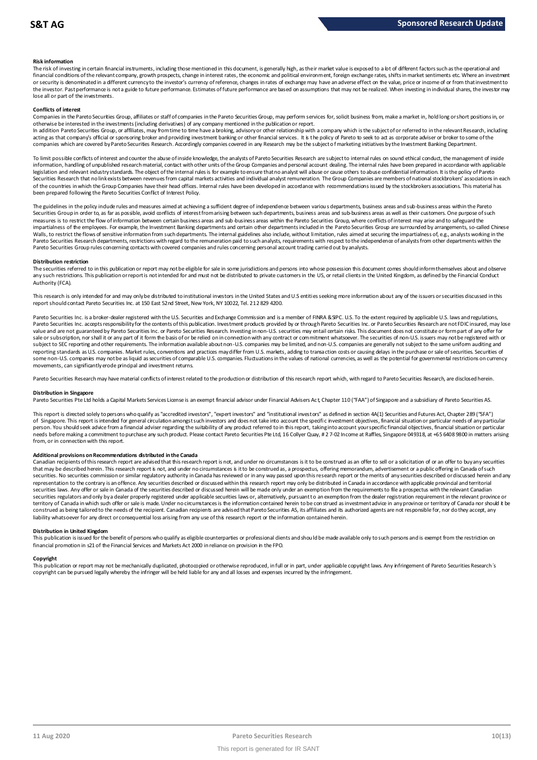#### Risk information

The risk of investing in certain financial instruments, including those mentioned in this document, is generally high, as their market value is exposed to a lot of different factors such as the operational and financial conditions of the relevant company, growth prospects, change in interest rates, the economic and political environment, foreign exchange rates, shifts in market sentiments etc. Where an investment or security is denominated in a different currency to the investor's currency of reference, changes in rates of exchange may have an adverse effect on the value, price or income of or from that investment to the investor. Past performance is not a guide to future performance. Estimates of future performance are based on assumptions that may not be realized. When investing in individual shares, the investor may lose all or part of the investments.

#### Conflicts of interest

Companies in the Pareto Securities Group, affiliates or staff of companies in the Pareto Securities Group, may perform services for, solicit business from, make a market in, hold long or short positions in, or otherwise be interested in the investments (including derivatives) of any company mentioned in the publication or report.

In addition Pareto Securities Group, or affiliates, may from time to time have a broking, advisory or other relationship with a company which is the subject of or referred to in the relevant Research, including acting as that company's official or sponsoring broker and providing investment banking or other financial services. It is the policy of Pareto to seek to act as corporate adviser or broker to some of the companies which are covered by Pareto Securities Research. Accordingly companies covered in any Research may be the subject of marketing initiatives by the Investment Banking Department.

To limit possible conflicts of interest and counter the abuse of inside knowledge, the analysts of Pareto Securities Research are subject to internal rules on sound ethical conduct, the management of inside information, handling of unpublished research material, contact with other units of the Group Companies and personal account dealing. The internal rules have been prepared in accordance with applicable legislation and relevant industry standards. The object of the internal rules is for example to ensure that no analyst will abuse or cause others to abuse confidential information. It is the policy of Pareto Securities Research that no link exists between revenues from capital markets activities and individual analyst remuneration. The Group Companies are members of national stockbrokers' associations in each of the countries in which the Group Companies have their head offices. Internal rules have been developed in accordance with recommendations issued by the stockbrokers associations. This material has been prepared following the Pareto Securities Conflict of Interest Policy.

The guidelines in the policy include rules and measures aimed at achieving a sufficient degree of independence between various departments, business areas and sub-business areas within the Pareto Securities Group in order to, as far as possible, avoid conflicts of interest from arising between such departments, business areas and sub-business areas as well as their customers. One purpose of such measures is to restrict the flow of information between certain business areas and sub-business areas within the Pareto Securities Group, where conflicts of interest may arise and to safeguard the impartialness of the employees. For example, the Investment Banking departments and certain other departments included in the Pareto Securities Group are surrounded by arrangements, so-called Chinese Walls, to restrict the flows of sensitive information from such departments. The internal guidelines also include, without limitation, rules aimed at securing the impartialness of, e.g., analysts working in the Pareto Securities Research departments, restrictions with regard to the remuneration paid to such analysts, requirements with respect to the independence of analysts from other departments within the Pareto Securities Group rules concerning contacts with covered companies and rules concerning personal account trading carried out by analysts.

#### Distribution restriction

The securities referred to in this publication or report may not be eligible for sale in some jurisdictions and persons into whose possession this document comes should inform themselves about and observe any such restrictions. This publication or report is not intended for and must not be distributed to private customers in the US, or retail clients in the United Kingdom, as defined by the Financial Conduct Authority (FCA).

This research is only intended for and may only be distributed to institutional investors in the United States and U.S entities seeking more information about any of the issuers or securities discussed in this report should contact Pareto Securities Inc. at 150 East 52nd Street, New York, NY 10022, Tel. 212 829 4200.

Pareto Securities Inc. is a broker-dealer registered with the U.S. Securities and Exchange Commission and is a member of FINRA & SIPC. U.S. To the extent required by applicable U.S. laws and regulations, Pareto Securities Inc. accepts responsibility for the contents of this publication. Investment products provided by or through Pareto Securities Inc. or Pareto Securities Research are not FDIC insured, may lose value and are not guaranteed by Pareto Securities Inc. or Pareto Securities Research. Investing in non-U.S. securities may entail certain risks. This document does not constitute or form part of any offer for sale or subscription, nor shall it or any part of it form the basis of or be relied on in connection with any contract or commitment whatsoever. The securities of non-U.S. issuers may not be registered with or subject to SEC reporting and other requirements. The information available about non-U.S. companies may be limited, and non-U.S. companies are generally not subject to the same uniform auditing and reporting standards as U.S. companies. Market rules, conventions and practices may differ from U.S. markets, adding to transaction costs or causing delays in the purchase or sale of securities. Securities of some non-U.S. companies may not be as liquid as securities of comparable U.S. companies. Fluctuations in the values of national currencies, as well as the potential for governmental restrictions on currency movements, can significantly erode principal and investment returns.

Pareto Securities Research may have material conflicts of interest related to the production or distribution of this research report which, with regard to Pareto Securities Research, are disclosed herein.

#### Distribution in Singapore

Pareto Securities Pte Ltd holds a Capital Markets Services License is an exempt financial advisor under Financial Advisers Act, Chapter 110 ("FAA") of Singapore and a subsidiary of Pareto Securities AS.

This report is directed solely to persons who qualify as "accredited investors", "expert investors" and "institutional investors" as defined in section 4A(1) Securities and Futures Act, Chapter 289 ("SFA") of Singapore. This report is intended for general circulation amongst such investors and does not take into account the specific investment objectives, financial situation or particular needs of any particular person. You should seek advice from a financial adviser regarding the suitability of any product referred to in this report, taking into account your specific financial objectives, financial situation or particular needs before making a commitment to purchase any such product. Please contact Pareto Securities Pte Ltd, 16 Collyer Quay, # 27-02 Income at Raffles, Singapore 049318, at +65 6408 9800 in matters arising from, or in connection with this report.

#### Additional provisions on Recommendations distributed in the Canada

Canadian recipients of this research report are advised that this research report is not, and under no circumstances is it to be construed as an offer to sell or a solicitation of or an offer to buy any securities that may be described herein. This research report is not, and under no circumstances is it to be construed as, a prospectus, offering memorandum, advertisement or a public offering in Canada of such securities. No securities commission or similar regulatory authority in Canada has reviewed or in any way passed upon this research report or the merits of any securities described or discussed herein and any representation to the contrary is an offence. Any securities described or discussed within this research report may only be distributed in Canada in accordance with applicable provincial and territorial securities laws. Any offer or sale in Canada of the securities described or discussed herein will be made only under an exemption from the requirements to file a prospectus with the relevant Canadian securities regulators and only by a dealer properly registered under applicable securities laws or, alternatively, pursuant to an exemption from the dealer registration requirement in the relevant province or territory of Canada in which such offer or sale is made. Under no circumstances is the information contained herein to be construed as investment advice in any province or territory of Canada nor should it be construed as being tailored to the needs of the recipient. Canadian recipients are advised that Pareto Securities AS, its affiliates and its authorized agents are not responsible for, nor do they accept, any liability whatsoever for any direct or consequential loss arising from any use of this research report or the information contained herein.

#### Distribution in United Kingdom

This publication is issued for the benefit of persons who qualify as eligible counterparties or professional clients and should be made available only to such persons and is exempt from the restriction on financial promotion in s21 of the Financial Services and Markets Act 2000 in reliance on provision in the FPO.

#### Copyright

This publication or report may not be mechanically duplicated, photocopied or otherwise reproduced, in full or in part, under applicable copyright laws. Any infringement of Pareto Securities Research´s copyright can be pursued legally whereby the infringer will be held liable for any and all losses and expenses incurred by the infringement.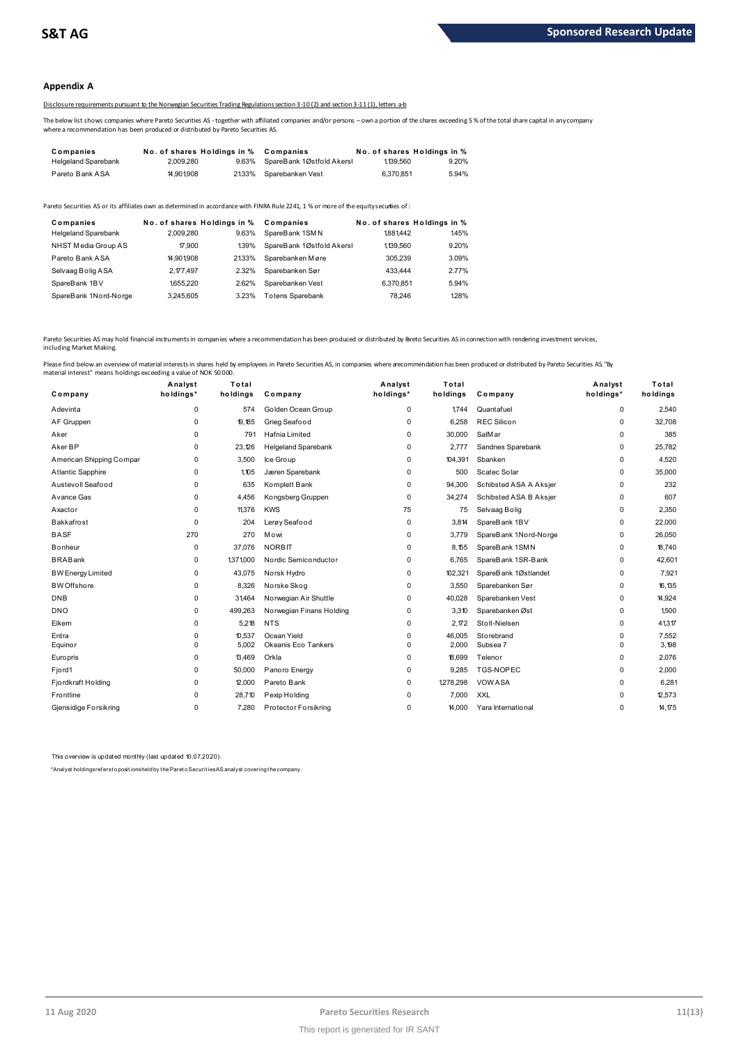## Appendix A

Disclosure requirements pursuant to the Norwegian Securities Trading Regulations section 3-10 (2) and section 3-11 (1), letters a-b

The below list shows companies where Pareto Securities AS - together with affiliated companies and/or persons – own a portion of the shares exceeding 5 % of the total share capital in any company where a recommendation has been produced or distributed by Pareto Securities AS.

| Companies | No. of shares | Holdings in % | Companies | No. of shares | Holdings in % |
|---|---|---|---|---|---|
| Helgeland Sparebank | 2,009,280 | 9.63% | SpareBank 1Østfold Akersl | 1,139,560 | 9.20% |
| Pareto Bank ASA | 14,901,908 | 21.33% | Sparebanken Vest | 6,370,851 | 5.94% |

Pareto Securities AS or its affiliates own as determined in accordance with FINRA Rule 2241, 1 % or more of the equity securities of:

| Companies | No. of shares | Holdings in % | Companies | No. of shares | Holdings in % |
|---|---|---|---|---|---|
| Helgeland Sparebank | 2,009,280 | 9.63% | SpareBank 1SMN | 1,881,442 | 1.45% |
| NHST Media Group AS | 17,900 | 1.39% | SpareBank 1Østfold Akersl | 1,139,560 | 9.20% |
| Pareto Bank ASA | 14,901,908 | 21.33% | Sparebanken Møre | 305,239 | 3.09% |
| Selvaag Bolig ASA | 2,177,497 | 2.32% | Sparebanken Sør | 433,444 | 2.77% |
| SpareBank 1BV | 1,655,220 | 2.62% | Sparebanken Vest | 6,370,851 | 5.94% |
| SpareBank 1Nord-Norge | 3,245,605 | 3.23% | Totens Sparebank | 78,246 | 1.28% |

Pareto Securities AS may hold financial instruments in companies where a recommendation has been produced or distributed by Pareto Securities AS in connection with rendering investment services, including Market Making.

Please find below an overview of material interests in shares held by employees in Pareto Securities AS, in companies where a recommendation has been produced or distributed by Pareto Securities AS. "By material interest" means holdings exceeding a value of NOK 50 000.

| Company | Analyst holdings* | Total holdings | Company | Analyst holdings* | Total holdings | Company | Analyst holdings* | Total holdings |
|---|---|---|---|---|---|---|---|---|
| Adevinta | 0 | 574 | Golden Ocean Group | 0 | 1,744 | Quantafuel | 0 | 2,540 |
| AF Gruppen | 0 | 19,185 | Grieg Seafood | 0 | 6,258 | REC Silicon | 0 | 32,708 |
| Aker | 0 | 791 | Hafnia Limited | 0 | 30,000 | SalMar | 0 | 385 |
| Aker BP | 0 | 23,126 | Helgeland Sparebank | 0 | 2,777 | Sandnes Sparebank | 0 | 25,782 |
| American Shipping Compar | 0 | 3,500 | Ice Group | 0 | 104,391 | Sbanken | 0 | 4,520 |
| Atlantic Sapphire | 0 | 1,105 | Jæren Sparebank | 0 | 500 | Scatec Solar | 0 | 35,000 |
| Austevoll Seafood | 0 | 635 | Komplett Bank | 0 | 94,300 | Schibsted ASA A Aksjer | 0 | 232 |
| Avance Gas | 0 | 4,456 | Kongsberg Gruppen | 0 | 34,274 | Schibsted ASA B Aksjer | 0 | 607 |
| Axactor | 0 | 11,376 | KWS | 75 | 75 | Selvaag Bolig | 0 | 2,350 |
| Bakkafrost | 0 | 204 | Lerøy Seafood | 0 | 3,814 | SpareBank 1BV | 0 | 22,000 |
| BASF | 270 | 270 | Mowi | 0 | 3,779 | SpareBank 1Nord-Norge | 0 | 26,050 |
| Bonheur | 0 | 37,076 | NORBIT | 0 | 8,155 | SpareBank 1SMN | 0 | 18,740 |
| BRABank | 0 | 1,371,000 | Nordic Semiconductor | 0 | 6,765 | SpareBank 1SR-Bank | 0 | 42,601 |
| BW Energy Limited | 0 | 43,075 | Norsk Hydro | 0 | 102,321 | SpareBank 1Østlandet | 0 | 7,921 |
| BW Offshore | 0 | 8,326 | Norske Skog | 0 | 3,550 | Sparebanken Sør | 0 | 16,135 |
| DNB | 0 | 31,464 | Norwegian Air Shuttle | 0 | 40,028 | Sparebanken Vest | 0 | 14,924 |
| DNO | 0 | 499,263 | Norwegian Finans Holding | 0 | 3,310 | Sparebanken Øst | 0 | 1,500 |
| Elkem | 0 | 5,218 | NTS | 0 | 2,172 | Stolt-Nielsen | 0 | 41,317 |
| Entra | 0 | 10,537 | Ocean Yield | 0 | 46,005 | Storebrand | 0 | 7,552 |
| Equinor | 0 | 5,002 | Okeanis Eco Tankers | 0 | 2,000 | Subsea 7 | 0 | 3,198 |
| Europris | 0 | 13,469 | Orkla | 0 | 18,699 | Telenor | 0 | 2,076 |
| Fjord1 | 0 | 50,000 | Panoro Energy | 0 | 9,285 | TGS-NOPEC | 0 | 2,000 |
| Fjordkraft Holding | 0 | 12,000 | Pareto Bank | 0 | 1,278,298 | VOW ASA | 0 | 6,281 |
| Frontline | 0 | 28,710 | Pexip Holding | 0 | 7,000 | XXL | 0 | 12,573 |
| Gjensidige Forsikring | 0 | 7,280 | Protector Forsikring | 0 | 14,000 | Yara International | 0 | 14,175 |

This overview is updated monthly (last updated 10.07.2020).

*Analyst holdings refers to positions held by the Pareto Securities AS analyst covering the company.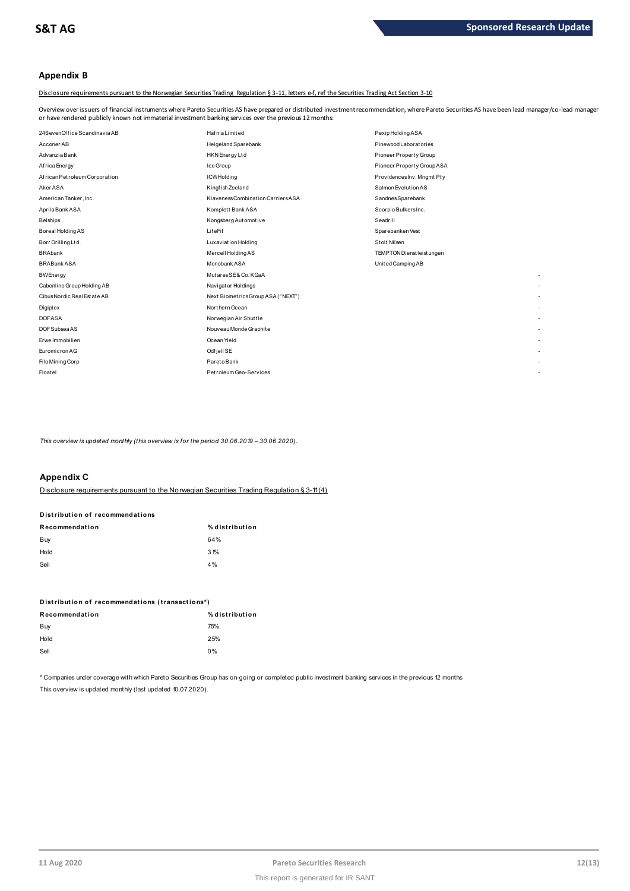## Appendix B

Disclosure requirements pursuant to the Norwegian Securities Trading Regulation § 3-11, letters e-f, ref the Securities Trading Act Section 3-10

Overview over issuers of financial instruments where Pareto Securities AS have prepared or distributed investment recommendation, where Pareto Securities AS have been lead manager/co-lead manager or have rendered publicly known not immaterial investment banking services over the previous 12 months:

| | | |
|---|---|---|
| 24SevenOffice Scandinavia AB | Hafnia Limited | Pexip Holding ASA |
| Acconer AB | Helgeland Sparebank | Pinewood Laboratories |
| Advanzia Bank | HKN Energy Ltd | Pioneer Property Group |
| Africa Energy | Ice Group | Pioneer Property Group ASA |
| African Petroleum Corporation | ICWHolding | Providences Inv. Mngmt Pty |
| Aker ASA | Kingfish Zeeland | Salmon Evolution AS |
| American Tanker, Inc. | Klaveness Combination Carriers ASA | Sandnes Sparebank |
| Aprila Bank ASA | Komplett Bank ASA | Scorpio Bulkers Inc. |
| Belships | Kongsberg Automotive | Seadrill |
| Boreal Holding AS | LifeFit | Sparebanken Vest |
| Borr Drilling Ltd. | Luxaviation Holding | Stolt Nilsen |
| BRAbank | Mercell Holding AS | TEMPTON Dienstleistungen |
| BRABank ASA | Monobank ASA | United Camping AB |
| BWEnergy | Mutares SE & Co. KGaA | - |
| Cabonline Group Holding AB | Navigator Holdings | - |
| Cibus Nordic Real Estate AB | Next Biometrics Group ASA ("NEXT") | - |
| Digiplex | Northern Ocean | - |
| DOF ASA | Norwegian Air Shuttle | - |
| DOF Subsea AS | Nouveau Monde Graphite | - |
| Erwe Immobilien | Ocean Yield | - |
| Euromicron AG | Odfjell SE | - |
| Filo Mining Corp | Pareto Bank | - |
| Floatel | Petroleum Geo-Services | - |

*This overview is updated monthly (this overview is for the period 30.06.2019 – 30.06.2020).*

## Appendix C

Disclosure requirements pursuant to the Norwegian Securities Trading Regulation § 3-11(4)

**Distribution of recommendations**

| Recommendation | % distribution |
|---|---|
| Buy | 64% |
| Hold | 31% |
| Sell | 4% |

**Distribution of recommendations (transactions\*)**

| Recommendation | % distribution |
|---|---|
| Buy | 75% |
| Hold | 25% |
| Sell | 0% |

\* Companies under coverage with which Pareto Securities Group has on-going or completed public investment banking services in the previous 12 months

This overview is updated monthly (last updated 10.07.2020).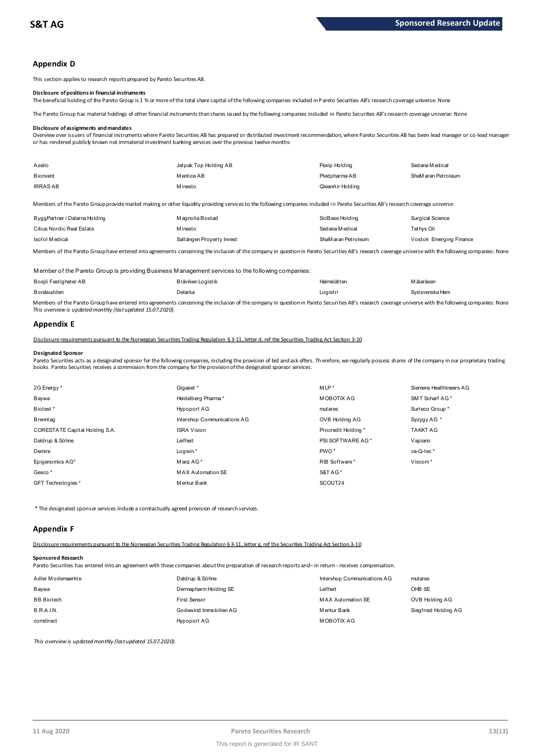## Appendix D

This section applies to research reports prepared by Pareto Securities AB.

**Disclosure of positions in financial instruments**

The beneficial holding of the Pareto Group is 1 % or more of the total share capital of the following companies included in Pareto Securities AB's research coverage universe: None

The Pareto Group has material holdings of other financial instruments than shares issued by the following companies included in Pareto Securities AB's research coverage universe: None

**Disclosure of assignments and mandates**

Overview over issuers of financial instruments where Pareto Securities AB has prepared or distributed investment recommendation, where Pareto Securities AB has been lead manager or co-lead manager or has rendered publicly known not immaterial investment banking services over the previous twelve months:

| | | | |
|---|---|---|---|
| Azelio | Jetpak Top Holding AB | Pexip Holding | Sedana Medical |
| Bionvent | Mentice AB | Pledpharma AB | ShaMaran Petroleum |
| IRRAS AB | Minesto | QleanAir Holding | |

Members of the Pareto Group provide market making or other liquidity providing services to the following companies included in Pareto Securities AB's research coverage universe:

| | | | |
|---|---|---|---|
| ByggPartner i Dalarna Holding | Magnolia Bostad | SciBase Holding | Surgical Science |
| Cibus Nordic Real Estate | Minesto | Sedana Medical | Tethys Oil |
| Isofol Medical | Saltängen Property Invest | ShaMaran Petroleum | Vostok Emerging Finance |

Members of the Pareto Group have entered into agreements concerning the inclusion of the company in question in Pareto Securities AB's research coverage universe with the following companies: None

Member of the Pareto Group is providing Business Management services to the following companies:

| | | | |
|---|---|---|---|
| Bosjö Fastigheter AB | Bråviken Logistik | Halmslätten | Mälaråsen |
| Bonäsudden | Delarka | Logistri | Sydsvenska Hem |

Members of the Pareto Group have entered into agreements concerning the inclusion of the company in question in Pareto Securities AB's research coverage universe with the following companies: None

*This overview is updated monthly (last updated 15.07.2020).*

## Appendix E

Disclosure requirements pursuant to the Norwegian Securities Trading Regulation § 3-11, letter d, ref the Securities Trading Act Section 3-10

**Designated Sponsor**

Pareto Securities acts as a designated sponsor for the following companies, including the provision of bid and ask offers. Therefore, we regularly possess shares of the company in our proprietary trading books. Pareto Securities receives a commission from the company for the provision of the designated sponsor services.

| | | | |
|---|---|---|---|
| 2G Energy * | Gigaset * | MLP * | Siemens Healthineers AG |
| Baywa | Heidelberg Pharma * | MOBOTIX AG | SMT Scharf AG * |
| Biotest * | Hypoport AG | mutares | Surteco Group * |
| Brenntag | Intershop Communications AG | OVB Holding AG | Syzygy AG * |
| CORESTATE Capital Holding S.A. | ISRA Vision | Procredit Holding * | TAKKT AG |
| Daldrup & Söhne | Leifheit | PSI SOFTWARE AG * | Vapiano |
| Demire | Logwin * | PWO * | va-Q-tec * |
| Epigenomics AG* | Manz AG * | RIB Software * | Viscom * |
| Gesco * | MAX Automation SE | S&T AG * | |
| GFT Technologies * | Merkur Bank | SCOUT24 | |

\* The designated sponsor services include a contractually agreed provision of research services.

## Appendix F

Disclosure requirements pursuant to the Norwegian Securities Trading Regulation § 3-11, letter g, ref the Securities Trading Act Section 3-10

**Sponsored Research**

Pareto Securities has entered into an agreement with these companies about the preparation of research reports and – in return - receives compensation.

| | | | |
|---|---|---|---|
| Adler Modemaerkte | Daldrup & Söhne | Intershop Communications AG | mutares |
| Baywa | Dermapharm Holding SE | Leifheit | OHB SE |
| BB Biotech | First Sensor | MAX Automation SE | OVB Holding AG |
| B.R.A.I.N. | Godewind Immobilien AG | Merkur Bank | Siegfried Holding AG |
| comdirect | Hypoport AG | MOBOTIX AG | |

*This overview is updated monthly (last updated 15.07.2020).*